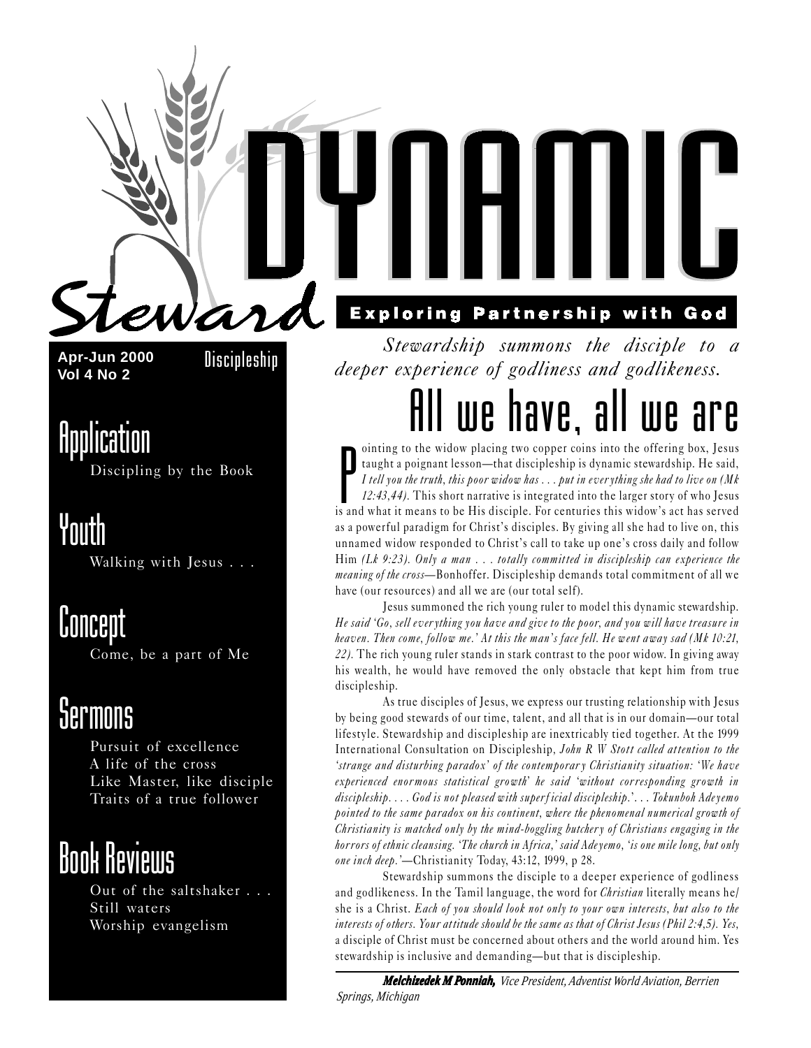# Steward DYNAMIC

**Exploring Partnership with God**

**Apr-Jun 2000**
**Vol 4 No 2**

Discipleship

## Application

Discipling by the Book

## Youth

Walking with Jesus . . .

## Concept

Come, be a part of Me

## Sermons

Pursuit of excellence
A life of the cross
Like Master, like disciple
Traits of a true follower

## Book Reviews

Out of the saltshaker . . .
Still waters
Worship evangelism

*Stewardship summons the disciple to a deeper experience of godliness and godlikeness.*

# All we have, all we are

Pointing to the widow placing two copper coins into the offering box, Jesus taught a poignant lesson—that discipleship is dynamic stewardship. He said, *I tell you the truth, this poor widow has . . . put in everything she had to live on (Mk 12:43,44).* This short narrative is integrated into the larger story of who Jesus is and what it means to be His disciple. For centuries this widow's act has served as a powerful paradigm for Christ's disciples. By giving all she had to live on, this unnamed widow responded to Christ's call to take up one's cross daily and follow Him *(Lk 9:23). Only a man . . . totally committed in discipleship can experience the meaning of the cross*—Bonhoffer. Discipleship demands total commitment of all we have (our resources) and all we are (our total self).

Jesus summoned the rich young ruler to model this dynamic stewardship. *He said 'Go, sell everything you have and give to the poor, and you will have treasure in heaven. Then come, follow me.' At this the man's face fell. He went away sad (Mk 10:21, 22).* The rich young ruler stands in stark contrast to the poor widow. In giving away his wealth, he would have removed the only obstacle that kept him from true discipleship.

As true disciples of Jesus, we express our trusting relationship with Jesus by being good stewards of our time, talent, and all that is in our domain—our total lifestyle. Stewardship and discipleship are inextricably tied together. At the 1999 International Consultation on Discipleship, *John R W Stott called attention to the 'strange and disturbing paradox' of the contemporary Christianity situation: 'We have experienced enormous statistical growth' he said 'without corresponding growth in discipleship. . . . God is not pleased with superficial discipleship.'. . . Tokunboh Adeyemo pointed to the same paradox on his continent, where the phenomenal numerical growth of Christianity is matched only by the mind-boggling butchery of Christians engaging in the horrors of ethnic cleansing. 'The church in Africa,' said Adeyemo, 'is one mile long, but only one inch deep.'*—Christianity Today, 43:12, 1999, p 28.

Stewardship summons the disciple to a deeper experience of godliness and godlikeness. In the Tamil language, the word for *Christian* literally means he/she is a Christ. *Each of you should look not only to your own interests, but also to the interests of others. Your attitude should be the same as that of Christ Jesus (Phil 2:4,5). Yes,* a disciple of Christ must be concerned about others and the world around him. Yes stewardship is inclusive and demanding—but that is discipleship.

***Melchizedek M Ponniah,*** *Vice President, Adventist World Aviation, Berrien Springs, Michigan*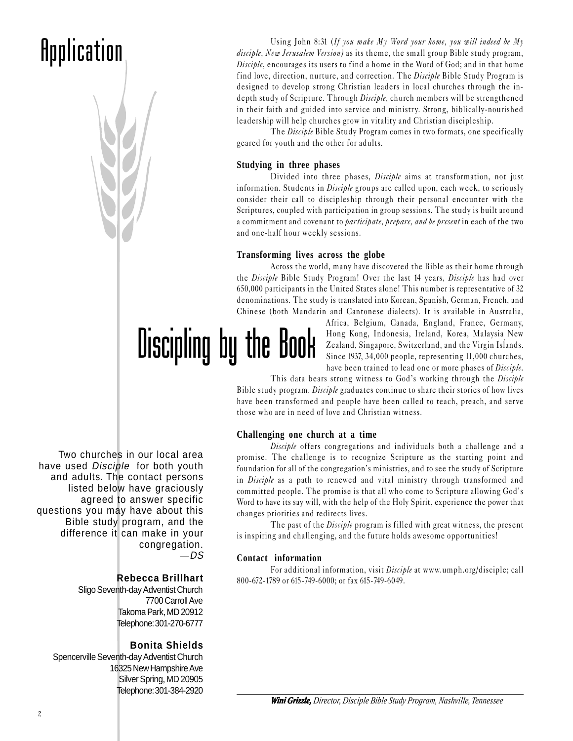# Application

# Discipling by the Book

Using John 8:31 (*If you make My Word your home, you will indeed be My disciple, New Jerusalem Version)* as its theme, the small group Bible study program, *Disciple*, encourages its users to find a home in the Word of God; and in that home find love, direction, nurture, and correction. The *Disciple* Bible Study Program is designed to develop strong Christian leaders in local churches through the in-depth study of Scripture. Through *Disciple*, church members will be strengthened in their faith and guided into service and ministry. Strong, biblically-nourished leadership will help churches grow in vitality and Christian discipleship.

The *Disciple* Bible Study Program comes in two formats, one specifically geared for youth and the other for adults.

**Studying in three phases**

Divided into three phases, *Disciple* aims at transformation, not just information. Students in *Disciple* groups are called upon, each week, to seriously consider their call to discipleship through their personal encounter with the Scriptures, coupled with participation in group sessions. The study is built around a commitment and covenant to *participate, prepare, and be present* in each of the two and one-half hour weekly sessions.

**Transforming lives across the globe**

Across the world, many have discovered the Bible as their home through the *Disciple* Bible Study Program! Over the last 14 years, *Disciple* has had over 650,000 participants in the United States alone! This number is representative of 32 denominations. The study is translated into Korean, Spanish, German, French, and Chinese (both Mandarin and Cantonese dialects). It is available in Australia, Africa, Belgium, Canada, England, France, Germany, Hong Kong, Indonesia, Ireland, Korea, Malaysia New Zealand, Singapore, Switzerland, and the Virgin Islands. Since 1937, 34,000 people, representing 11,000 churches, have been trained to lead one or more phases of *Disciple*.

This data bears strong witness to God's working through the *Disciple* Bible study program. *Disciple* graduates continue to share their stories of how lives have been transformed and people have been called to teach, preach, and serve those who are in need of love and Christian witness.

**Challenging one church at a time**

*Disciple* offers congregations and individuals both a challenge and a promise. The challenge is to recognize Scripture as the starting point and foundation for all of the congregation's ministries, and to see the study of Scripture in *Disciple* as a path to renewed and vital ministry through transformed and committed people. The promise is that all who come to Scripture allowing God's Word to have its say will, with the help of the Holy Spirit, experience the power that changes priorities and redirects lives.

The past of the *Disciple* program is filled with great witness, the present is inspiring and challenging, and the future holds awesome opportunities!

**Contact information**

For additional information, visit *Disciple* at www.umph.org/disciple; call 800-672-1789 or 615-749-6000; or fax 615-749-6049.

***Wini Grizzle,*** *Director, Disciple Bible Study Program, Nashville, Tennessee*

---

Two churches in our local area have used *Disciple* for both youth and adults. The contact persons listed below have graciously agreed to answer specific questions you may have about this Bible study program, and the difference it can make in your congregation.
*—DS*

**Rebecca Brillhart**
Sligo Seventh-day Adventist Church
7700 Carroll Ave
Takoma Park, MD 20912
Telephone: 301-270-6777

**Bonita Shields**
Spencerville Seventh-day Adventist Church
16325 New Hampshire Ave
Silver Spring, MD 20905
Telephone: 301-384-2920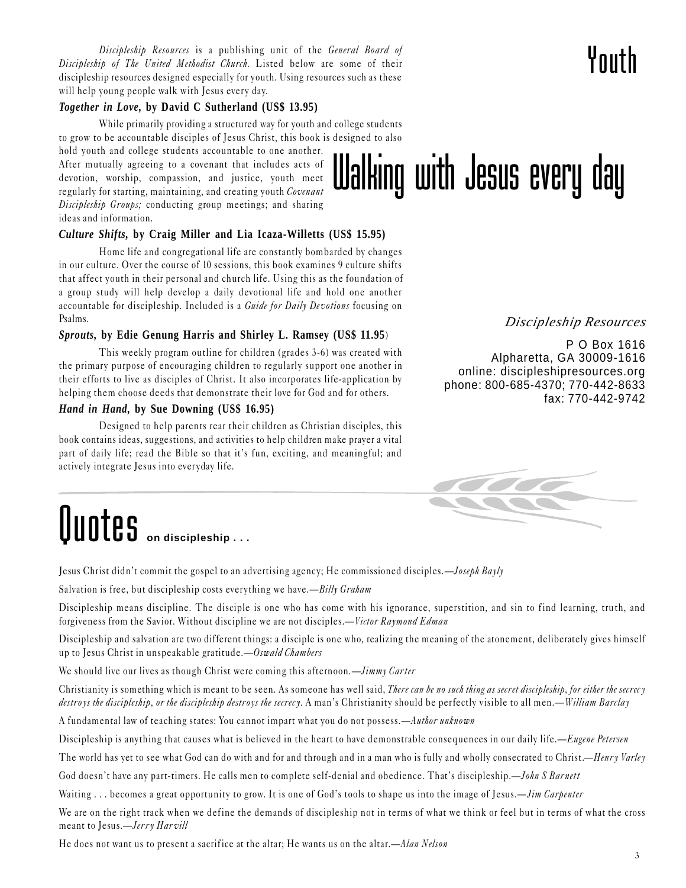# Youth

# Walking with Jesus every day

*Discipleship Resources* is a publishing unit of the *General Board of Discipleship of The United Methodist Church.* Listed below are some of their discipleship resources designed especially for youth. Using resources such as these will help young people walk with Jesus every day.

### *Together in Love*, by David C Sutherland (US$ 13.95)

While primarily providing a structured way for youth and college students to grow to be accountable disciples of Jesus Christ, this book is designed to also hold youth and college students accountable to one another. After mutually agreeing to a covenant that includes acts of devotion, worship, compassion, and justice, youth meet regularly for starting, maintaining, and creating youth *Covenant Discipleship Groups;* conducting group meetings; and sharing ideas and information.

### *Culture Shifts*, by Craig Miller and Lia Icaza-Willetts (US$ 15.95)

Home life and congregational life are constantly bombarded by changes in our culture. Over the course of 10 sessions, this book examines 9 culture shifts that affect youth in their personal and church life. Using this as the foundation of a group study will help develop a daily devotional life and hold one another accountable for discipleship. Included is a *Guide for Daily Devotions* focusing on Psalms.

### *Sprouts*, by Edie Genung Harris and Shirley L. Ramsey (US$ 11.95)

This weekly program outline for children (grades 3-6) was created with the primary purpose of encouraging children to regularly support one another in their efforts to live as disciples of Christ. It also incorporates life-application by helping them choose deeds that demonstrate their love for God and for others.

### *Hand in Hand*, by Sue Downing (US$ 16.95)

Designed to help parents rear their children as Christian disciples, this book contains ideas, suggestions, and activities to help children make prayer a vital part of daily life; read the Bible so that it's fun, exciting, and meaningful; and actively integrate Jesus into everyday life.

*Discipleship Resources*

P O Box 1616
Alpharetta, GA 30009-1616
online: discipleshipresources.org
phone: 800-685-4370; 770-442-8633
fax: 770-442-9742

# Quotes on discipleship . . .

Jesus Christ didn't commit the gospel to an advertising agency; He commissioned disciples.—*Joseph Bayly*

Salvation is free, but discipleship costs everything we have.—*Billy Graham*

Discipleship means discipline. The disciple is one who has come with his ignorance, superstition, and sin to find learning, truth, and forgiveness from the Savior. Without discipline we are not disciples.—*Victor Raymond Edman*

Discipleship and salvation are two different things: a disciple is one who, realizing the meaning of the atonement, deliberately gives himself up to Jesus Christ in unspeakable gratitude.—*Oswald Chambers*

We should live our lives as though Christ were coming this afternoon.—*Jimmy Carter*

Christianity is something which is meant to be seen. As someone has well said, *There can be no such thing as secret discipleship, for either the secrecy destroys the discipleship, or the discipleship destroys the secrecy.* A man's Christianity should be perfectly visible to all men.—*William Barclay*

A fundamental law of teaching states: You cannot impart what you do not possess.—*Author unknown*

Discipleship is anything that causes what is believed in the heart to have demonstrable consequences in our daily life.—*Eugene Petersen*

The world has yet to see what God can do with and for and through and in a man who is fully and wholly consecrated to Christ.—*Henry Varley*

God doesn't have any part-timers. He calls men to complete self-denial and obedience. That's discipleship.—*John S Barnett*

Waiting . . . becomes a great opportunity to grow. It is one of God's tools to shape us into the image of Jesus.—*Jim Carpenter*

We are on the right track when we define the demands of discipleship not in terms of what we think or feel but in terms of what the cross meant to Jesus.—*Jerry Harvill*

He does not want us to present a sacrifice at the altar; He wants us on the altar.—*Alan Nelson*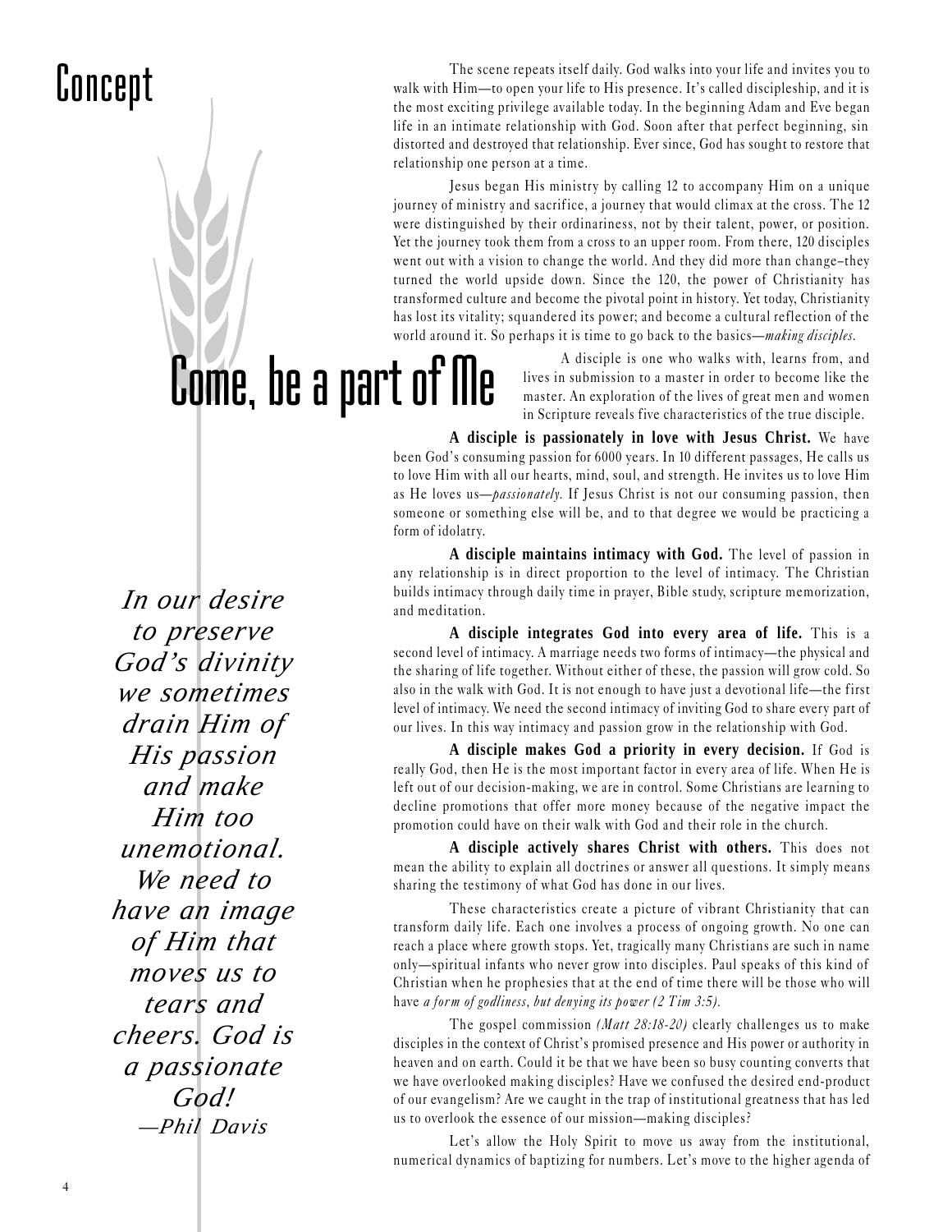# Concept

# Come, be a part of Me

The scene repeats itself daily. God walks into your life and invites you to walk with Him—to open your life to His presence. It's called discipleship, and it is the most exciting privilege available today. In the beginning Adam and Eve began life in an intimate relationship with God. Soon after that perfect beginning, sin distorted and destroyed that relationship. Ever since, God has sought to restore that relationship one person at a time.

Jesus began His ministry by calling 12 to accompany Him on a unique journey of ministry and sacrifice, a journey that would climax at the cross. The 12 were distinguished by their ordinariness, not by their talent, power, or position. Yet the journey took them from a cross to an upper room. From there, 120 disciples went out with a vision to change the world. And they did more than change–they turned the world upside down. Since the 120, the power of Christianity has transformed culture and become the pivotal point in history. Yet today, Christianity has lost its vitality; squandered its power; and become a cultural reflection of the world around it. So perhaps it is time to go back to the basics—*making disciples.*

A disciple is one who walks with, learns from, and lives in submission to a master in order to become like the master. An exploration of the lives of great men and women in Scripture reveals five characteristics of the true disciple.

**A disciple is passionately in love with Jesus Christ.** We have been God's consuming passion for 6000 years. In 10 different passages, He calls us to love Him with all our hearts, mind, soul, and strength. He invites us to love Him as He loves us—*passionately.* If Jesus Christ is not our consuming passion, then someone or something else will be, and to that degree we would be practicing a form of idolatry.

**A disciple maintains intimacy with God.** The level of passion in any relationship is in direct proportion to the level of intimacy. The Christian builds intimacy through daily time in prayer, Bible study, scripture memorization, and meditation.

**A disciple integrates God into every area of life.** This is a second level of intimacy. A marriage needs two forms of intimacy—the physical and the sharing of life together. Without either of these, the passion will grow cold. So also in the walk with God. It is not enough to have just a devotional life—the first level of intimacy. We need the second intimacy of inviting God to share every part of our lives. In this way intimacy and passion grow in the relationship with God.

**A disciple makes God a priority in every decision.** If God is really God, then He is the most important factor in every area of life. When He is left out of our decision-making, we are in control. Some Christians are learning to decline promotions that offer more money because of the negative impact the promotion could have on their walk with God and their role in the church.

**A disciple actively shares Christ with others.** This does not mean the ability to explain all doctrines or answer all questions. It simply means sharing the testimony of what God has done in our lives.

*In our desire to preserve God's divinity we sometimes drain Him of His passion and make Him too unemotional. We need to have an image of Him that moves us to tears and cheers. God is a passionate God!*
*—Phil Davis*

These characteristics create a picture of vibrant Christianity that can transform daily life. Each one involves a process of ongoing growth. No one can reach a place where growth stops. Yet, tragically many Christians are such in name only—spiritual infants who never grow into disciples. Paul speaks of this kind of Christian when he prophesies that at the end of time there will be those who will have *a form of godliness, but denying its power (2 Tim 3:5).*

The gospel commission *(Matt 28:18-20)* clearly challenges us to make disciples in the context of Christ's promised presence and His power or authority in heaven and on earth. Could it be that we have been so busy counting converts that we have overlooked making disciples? Have we confused the desired end-product of our evangelism? Are we caught in the trap of institutional greatness that has led us to overlook the essence of our mission—making disciples?

Let's allow the Holy Spirit to move us away from the institutional, numerical dynamics of baptizing for numbers. Let's move to the higher agenda of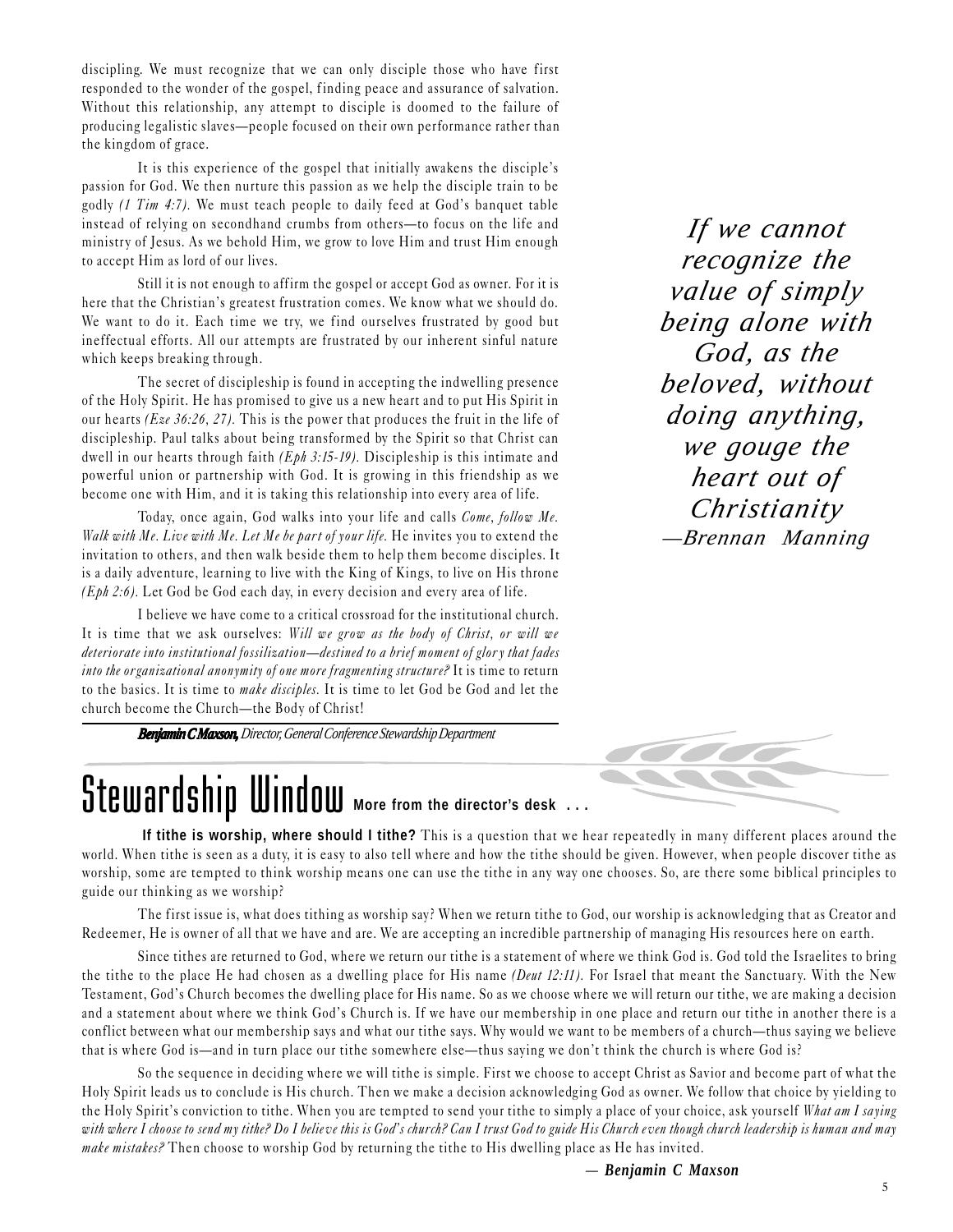discipling. We must recognize that we can only disciple those who have first responded to the wonder of the gospel, finding peace and assurance of salvation. Without this relationship, any attempt to disciple is doomed to the failure of producing legalistic slaves—people focused on their own performance rather than the kingdom of grace.

It is this experience of the gospel that initially awakens the disciple's passion for God. We then nurture this passion as we help the disciple train to be godly *(1 Tim 4:7).* We must teach people to daily feed at God's banquet table instead of relying on secondhand crumbs from others—to focus on the life and ministry of Jesus. As we behold Him, we grow to love Him and trust Him enough to accept Him as lord of our lives.

Still it is not enough to affirm the gospel or accept God as owner. For it is here that the Christian's greatest frustration comes. We know what we should do. We want to do it. Each time we try, we find ourselves frustrated by good but ineffectual efforts. All our attempts are frustrated by our inherent sinful nature which keeps breaking through.

The secret of discipleship is found in accepting the indwelling presence of the Holy Spirit. He has promised to give us a new heart and to put His Spirit in our hearts *(Eze 36:26, 27).* This is the power that produces the fruit in the life of discipleship. Paul talks about being transformed by the Spirit so that Christ can dwell in our hearts through faith *(Eph 3:15-19).* Discipleship is this intimate and powerful union or partnership with God. It is growing in this friendship as we become one with Him, and it is taking this relationship into every area of life.

Today, once again, God walks into your life and calls *Come, follow Me. Walk with Me. Live with Me. Let Me be part of your life.* He invites you to extend the invitation to others, and then walk beside them to help them become disciples. It is a daily adventure, learning to live with the King of Kings, to live on His throne *(Eph 2:6).* Let God be God each day, in every decision and every area of life.

I believe we have come to a critical crossroad for the institutional church. It is time that we ask ourselves: *Will we grow as the body of Christ, or will we deteriorate into institutional fossilization—destined to a brief moment of glory that fades into the organizational anonymity of one more fragmenting structure?* It is time to return to the basics. It is time to *make disciples.* It is time to let God be God and let the church become the Church—the Body of Christ!

> *If we cannot recognize the value of simply being alone with God, as the beloved, without doing anything, we gouge the heart out of Christianity*
> *—Brennan Manning*

***Benjamin C Maxson,*** *Director, General Conference Stewardship Department*

# Stewardship Window **More from the director's desk . . .**

**If tithe is worship, where should I tithe?** This is a question that we hear repeatedly in many different places around the world. When tithe is seen as a duty, it is easy to also tell where and how the tithe should be given. However, when people discover tithe as worship, some are tempted to think worship means one can use the tithe in any way one chooses. So, are there some biblical principles to guide our thinking as we worship?

The first issue is, what does tithing as worship say? When we return tithe to God, our worship is acknowledging that as Creator and Redeemer, He is owner of all that we have and are. We are accepting an incredible partnership of managing His resources here on earth.

Since tithes are returned to God, where we return our tithe is a statement of where we think God is. God told the Israelites to bring the tithe to the place He had chosen as a dwelling place for His name *(Deut 12:11).* For Israel that meant the Sanctuary. With the New Testament, God's Church becomes the dwelling place for His name. So as we choose where we will return our tithe, we are making a decision and a statement about where we think God's Church is. If we have our membership in one place and return our tithe in another there is a conflict between what our membership says and what our tithe says. Why would we want to be members of a church—thus saying we believe that is where God is—and in turn place our tithe somewhere else—thus saying we don't think the church is where God is?

So the sequence in deciding where we will tithe is simple. First we choose to accept Christ as Savior and become part of what the Holy Spirit leads us to conclude is His church. Then we make a decision acknowledging God as owner. We follow that choice by yielding to the Holy Spirit's conviction to tithe. When you are tempted to send your tithe to simply a place of your choice, ask yourself *What am I saying with where I choose to send my tithe? Do I believe this is God's church? Can I trust God to guide His Church even though church leadership is human and may make mistakes?* Then choose to worship God by returning the tithe to His dwelling place as He has invited.

***— Benjamin C Maxson***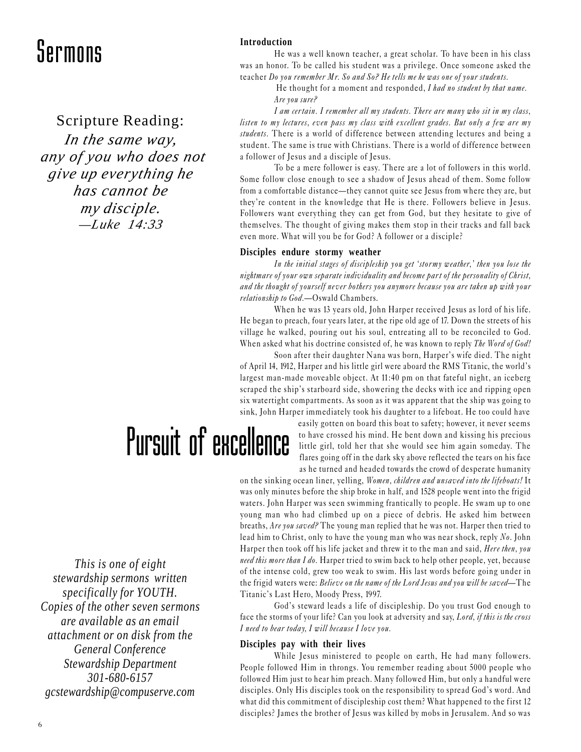# Sermons

Scripture Reading:

*In the same way, any of you who does not give up everything he has cannot be my disciple.*
*—Luke 14:33*

# Pursuit of excellence

*This is one of eight stewardship sermons written specifically for YOUTH. Copies of the other seven sermons are available as an email attachment or on disk from the General Conference Stewardship Department 301-680-6157 gcstewardship@compuserve.com*

**Introduction**

He was a well known teacher, a great scholar. To have been in his class was an honor. To be called his student was a privilege. Once someone asked the teacher *Do you remember Mr. So and So? He tells me he was one of your students.*

He thought for a moment and responded, *I had no student by that name.*

*Are you sure?*

*I am certain. I remember all my students. There are many who sit in my class, listen to my lectures, even pass my class with excellent grades. But only a few are my students.* There is a world of difference between attending lectures and being a student. The same is true with Christians. There is a world of difference between a follower of Jesus and a disciple of Jesus.

To be a mere follower is easy. There are a lot of followers in this world. Some follow close enough to see a shadow of Jesus ahead of them. Some follow from a comfortable distance—they cannot quite see Jesus from where they are, but they're content in the knowledge that He is there. Followers believe in Jesus. Followers want everything they can get from God, but they hesitate to give of themselves. The thought of giving makes them stop in their tracks and fall back even more. What will you be for God? A follower or a disciple?

**Disciples endure stormy weather**

*In the initial stages of discipleship you get 'stormy weather,' then you lose the nightmare of your own separate individuality and become part of the personality of Christ, and the thought of yourself never bothers you anymore because you are taken up with your relationship to God.*—Oswald Chambers.

When he was 13 years old, John Harper received Jesus as lord of his life. He began to preach, four years later, at the ripe old age of 17. Down the streets of his village he walked, pouring out his soul, entreating all to be reconciled to God. When asked what his doctrine consisted of, he was known to reply *The Word of God!*

Soon after their daughter Nana was born, Harper's wife died. The night of April 14, 1912, Harper and his little girl were aboard the RMS Titanic, the world's largest man-made moveable object. At 11:40 pm on that fateful night, an iceberg scraped the ship's starboard side, showering the decks with ice and ripping open six watertight compartments. As soon as it was apparent that the ship was going to sink, John Harper immediately took his daughter to a lifeboat. He too could have easily gotten on board this boat to safety; however, it never seems to have crossed his mind. He bent down and kissing his precious little girl, told her that she would see him again someday. The flares going off in the dark sky above reflected the tears on his face as he turned and headed towards the crowd of desperate humanity on the sinking ocean liner, yelling, *Women, children and unsaved into the lifeboats!* It was only minutes before the ship broke in half, and 1528 people went into the frigid waters. John Harper was seen swimming frantically to people. He swam up to one young man who had climbed up on a piece of debris. He asked him between breaths, *Are you saved?* The young man replied that he was not. Harper then tried to lead him to Christ, only to have the young man who was near shock, reply *No*. John Harper then took off his life jacket and threw it to the man and said, *Here then, you need this more than I do.* Harper tried to swim back to help other people, yet, because of the intense cold, grew too weak to swim. His last words before going under in the frigid waters were: *Believe on the name of the Lord Jesus and you will be saved*—The Titanic's Last Hero, Moody Press, 1997.

God's steward leads a life of discipleship. Do you trust God enough to face the storms of your life? Can you look at adversity and say, *Lord, if this is the cross I need to bear today, I will because I love you.*

**Disciples pay with their lives**

While Jesus ministered to people on earth, He had many followers. People followed Him in throngs. You remember reading about 5000 people who followed Him just to hear him preach. Many followed Him, but only a handful were disciples. Only His disciples took on the responsibility to spread God's word. And what did this commitment of discipleship cost them? What happened to the first 12 disciples? James the brother of Jesus was killed by mobs in Jerusalem. And so was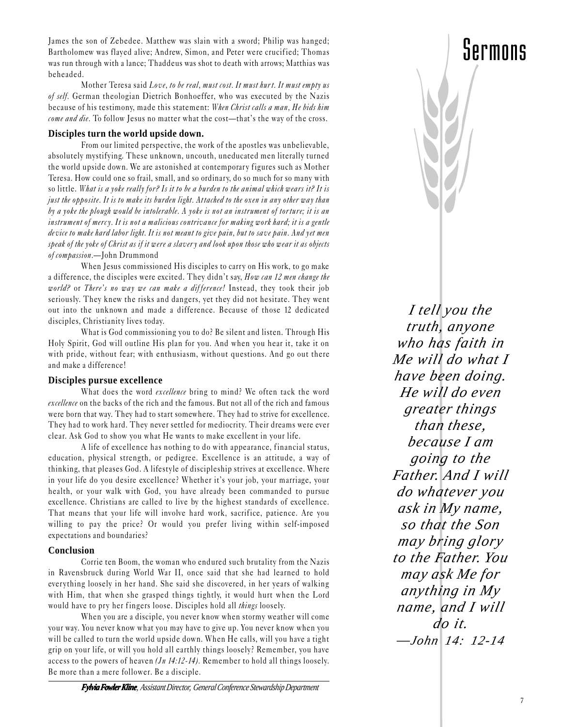James the son of Zebedee. Matthew was slain with a sword; Philip was hanged; Bartholomew was flayed alive; Andrew, Simon, and Peter were crucified; Thomas was run through with a lance; Thaddeus was shot to death with arrows; Matthias was beheaded.

Mother Teresa said *Love, to be real, must cost. It must hurt. It must empty us of self.* German theologian Dietrich Bonhoeffer, who was executed by the Nazis because of his testimony, made this statement: *When Christ calls a man, He bids him come and die.* To follow Jesus no matter what the cost—that's the way of the cross.

### Disciples turn the world upside down.

From our limited perspective, the work of the apostles was unbelievable, absolutely mystifying. These unknown, uncouth, uneducated men literally turned the world upside down. We are astonished at contemporary figures such as Mother Teresa. How could one so frail, small, and so ordinary, do so much for so many with so little. *What is a yoke really for? Is it to be a burden to the animal which wears it? It is just the opposite. It is to make its burden light. Attached to the oxen in any other way than by a yoke the plough would be intolerable. A yoke is not an instrument of torture; it is an instrument of mercy. It is not a malicious contrivance for making work hard; it is a gentle device to make hard labor light. It is not meant to give pain, but to save pain. And yet men speak of the yoke of Christ as if it were a slavery and look upon those who wear it as objects of compassion.*—John Drummond

When Jesus commissioned His disciples to carry on His work, to go make a difference, the disciples were excited. They didn't say, *How can 12 men change the world?* or *There's no way we can make a difference!* Instead, they took their job seriously. They knew the risks and dangers, yet they did not hesitate. They went out into the unknown and made a difference. Because of those 12 dedicated disciples, Christianity lives today.

What is God commissioning you to do? Be silent and listen. Through His Holy Spirit, God will outline His plan for you. And when you hear it, take it on with pride, without fear; with enthusiasm, without questions. And go out there and make a difference!

### Disciples pursue excellence

What does the word *excellence* bring to mind? We often tack the word *excellence* on the backs of the rich and the famous. But not all of the rich and famous were born that way. They had to start somewhere. They had to strive for excellence. They had to work hard. They never settled for mediocrity. Their dreams were ever clear. Ask God to show you what He wants to make excellent in your life.

A life of excellence has nothing to do with appearance, financial status, education, physical strength, or pedigree. Excellence is an attitude, a way of thinking, that pleases God. A lifestyle of discipleship strives at excellence. Where in your life do you desire excellence? Whether it's your job, your marriage, your health, or your walk with God, you have already been commanded to pursue excellence. Christians are called to live by the highest standards of excellence. That means that your life will involve hard work, sacrifice, patience. Are you willing to pay the price? Or would you prefer living within self-imposed expectations and boundaries?

### Conclusion

Corrie ten Boom, the woman who endured such brutality from the Nazis in Ravensbruck during World War II, once said that she had learned to hold everything loosely in her hand. She said she discovered, in her years of walking with Him, that when she grasped things tightly, it would hurt when the Lord would have to pry her fingers loose. Disciples hold all *things* loosely.

When you are a disciple, you never know when stormy weather will come your way. You never know what you may have to give up. You never know when you will be called to turn the world upside down. When He calls, will you have a tight grip on your life, or will you hold all earthly things loosely? Remember, you have access to the powers of heaven *(Jn 14:12-14).* Remember to hold all things loosely. Be more than a mere follower. Be a disciple.

***Fylvia Fowler Kline****, Assistant Director, General Conference Stewardship Department*

*I tell you the truth, anyone who has faith in Me will do what I have been doing. He will do even greater things than these, because I am going to the Father. And I will do whatever you ask in My name, so that the Son may bring glory to the Father. You may ask Me for anything in My name, and I will do it.*
*—John 14: 12-14*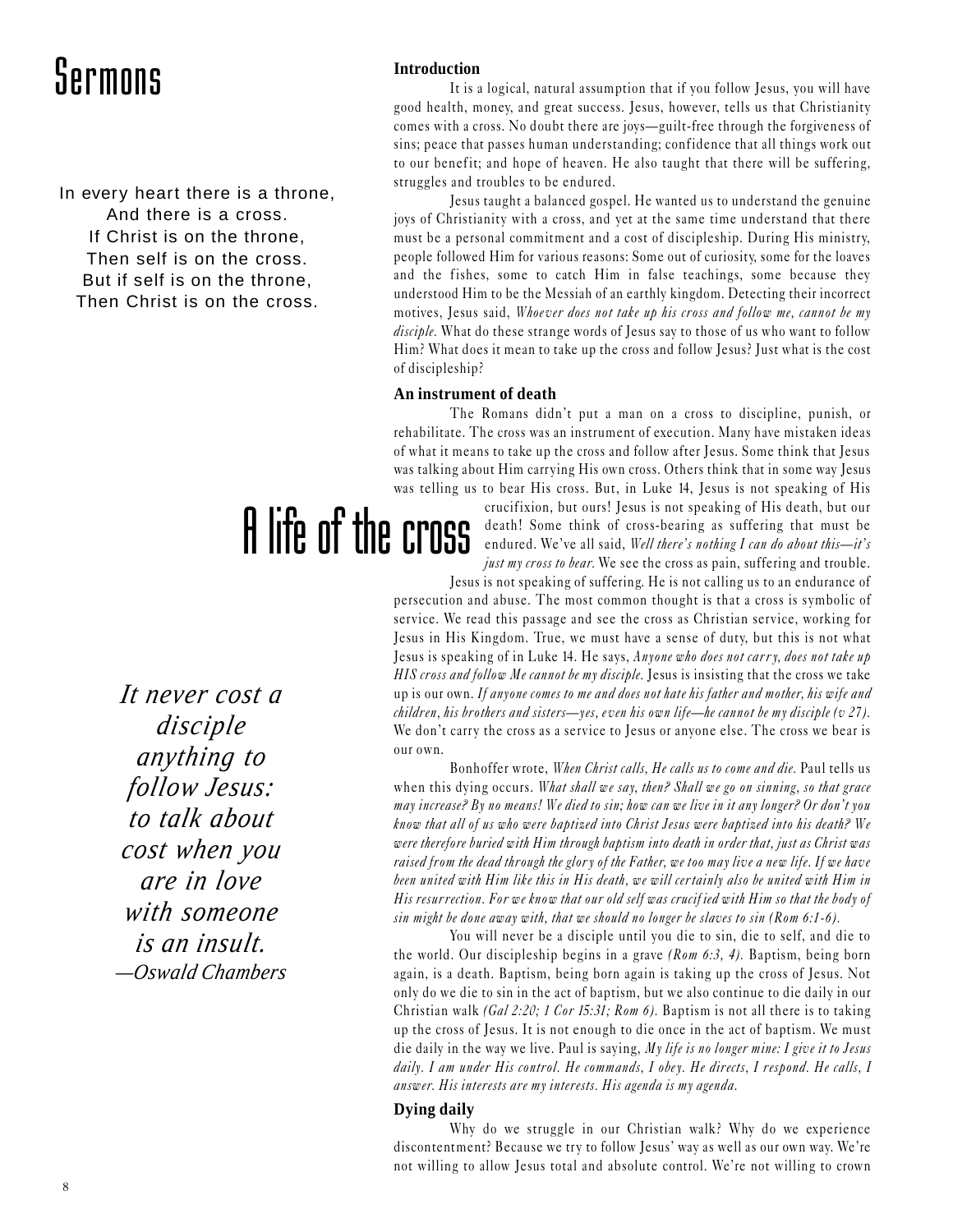# Sermons

In every heart there is a throne,
And there is a cross.
If Christ is on the throne,
Then self is on the cross.
But if self is on the throne,
Then Christ is on the cross.

# A life of the cross

**Introduction**

It is a logical, natural assumption that if you follow Jesus, you will have good health, money, and great success. Jesus, however, tells us that Christianity comes with a cross. No doubt there are joys—guilt-free through the forgiveness of sins; peace that passes human understanding; confidence that all things work out to our benefit; and hope of heaven. He also taught that there will be suffering, struggles and troubles to be endured.

Jesus taught a balanced gospel. He wanted us to understand the genuine joys of Christianity with a cross, and yet at the same time understand that there must be a personal commitment and a cost of discipleship. During His ministry, people followed Him for various reasons: Some out of curiosity, some for the loaves and the fishes, some to catch Him in false teachings, some because they understood Him to be the Messiah of an earthly kingdom. Detecting their incorrect motives, Jesus said, *Whoever does not take up his cross and follow me, cannot be my disciple.* What do these strange words of Jesus say to those of us who want to follow Him? What does it mean to take up the cross and follow Jesus? Just what is the cost of discipleship?

**An instrument of death**

The Romans didn't put a man on a cross to discipline, punish, or rehabilitate. The cross was an instrument of execution. Many have mistaken ideas of what it means to take up the cross and follow after Jesus. Some think that Jesus was talking about Him carrying His own cross. Others think that in some way Jesus was telling us to bear His cross. But, in Luke 14, Jesus is not speaking of His crucifixion, but ours! Jesus is not speaking of His death, but our death! Some think of cross-bearing as suffering that must be endured. We've all said, *Well there's nothing I can do about this—it's just my cross to bear.* We see the cross as pain, suffering and trouble.

Jesus is not speaking of suffering. He is not calling us to an endurance of persecution and abuse. The most common thought is that a cross is symbolic of service. We read this passage and see the cross as Christian service, working for Jesus in His Kingdom. True, we must have a sense of duty, but this is not what Jesus is speaking of in Luke 14. He says, *Anyone who does not carry, does not take up HIS cross and follow Me cannot be my disciple.* Jesus is insisting that the cross we take up is our own. *If anyone comes to me and does not hate his father and mother, his wife and children, his brothers and sisters—yes, even his own life—he cannot be my disciple (v 27).* We don't carry the cross as a service to Jesus or anyone else. The cross we bear is our own.

*It never cost a disciple anything to follow Jesus: to talk about cost when you are in love with someone is an insult.*
*—Oswald Chambers*

Bonhoffer wrote, *When Christ calls, He calls us to come and die.* Paul tells us when this dying occurs. *What shall we say, then? Shall we go on sinning, so that grace may increase? By no means! We died to sin; how can we live in it any longer? Or don't you know that all of us who were baptized into Christ Jesus were baptized into his death? We were therefore buried with Him through baptism into death in order that, just as Christ was raised from the dead through the glory of the Father, we too may live a new life. If we have been united with Him like this in His death, we will certainly also be united with Him in His resurrection. For we know that our old self was crucified with Him so that the body of sin might be done away with, that we should no longer be slaves to sin (Rom 6:1-6).*

You will never be a disciple until you die to sin, die to self, and die to the world. Our discipleship begins in a grave *(Rom 6:3, 4).* Baptism, being born again, is a death. Baptism, being born again is taking up the cross of Jesus. Not only do we die to sin in the act of baptism, but we also continue to die daily in our Christian walk *(Gal 2:20; 1 Cor 15:31; Rom 6).* Baptism is not all there is to taking up the cross of Jesus. It is not enough to die once in the act of baptism. We must die daily in the way we live. Paul is saying, *My life is no longer mine: I give it to Jesus daily. I am under His control. He commands, I obey. He directs, I respond. He calls, I answer. His interests are my interests. His agenda is my agenda.*

**Dying daily**

Why do we struggle in our Christian walk? Why do we experience discontentment? Because we try to follow Jesus' way as well as our own way. We're not willing to allow Jesus total and absolute control. We're not willing to crown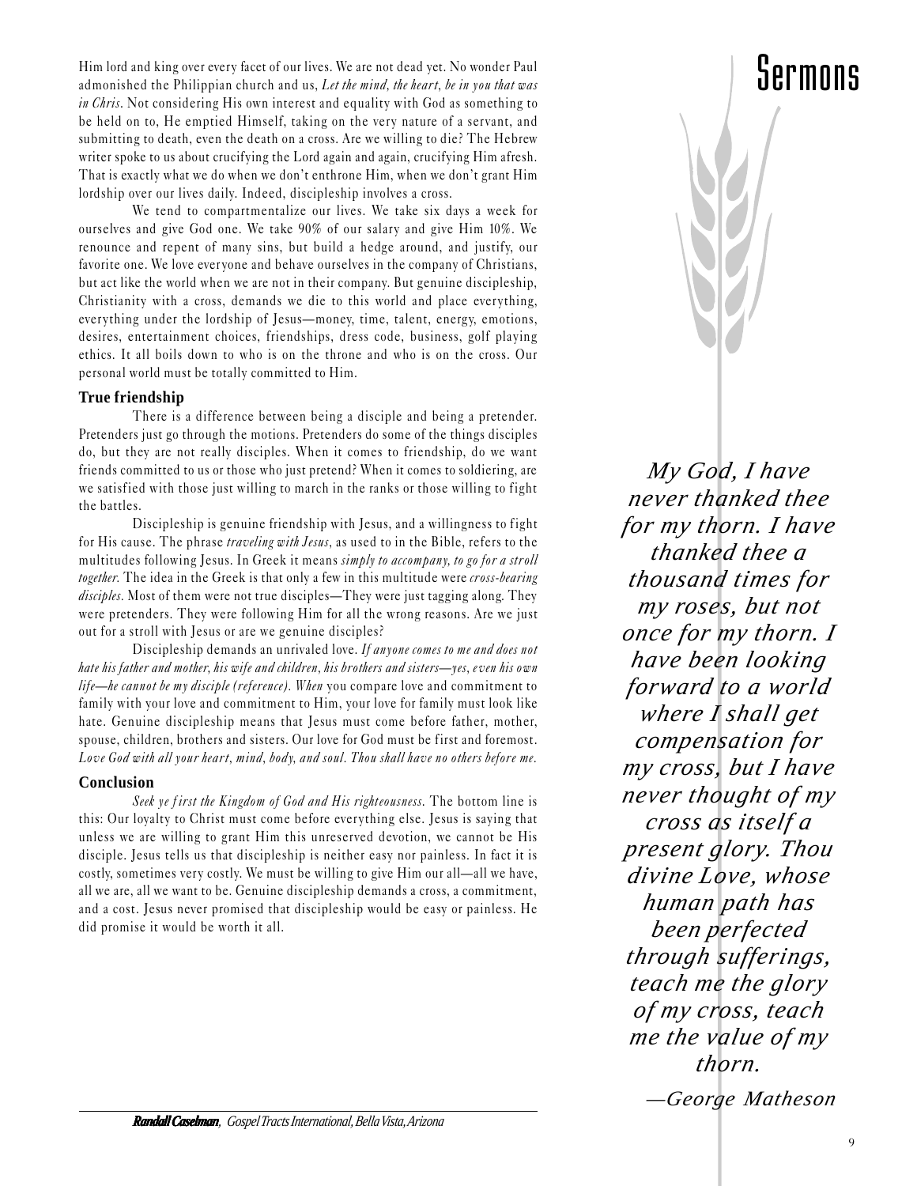Him lord and king over every facet of our lives. We are not dead yet. No wonder Paul admonished the Philippian church and us, *Let the mind, the heart, be in you that was in Chris*. Not considering His own interest and equality with God as something to be held on to, He emptied Himself, taking on the very nature of a servant, and submitting to death, even the death on a cross. Are we willing to die? The Hebrew writer spoke to us about crucifying the Lord again and again, crucifying Him afresh. That is exactly what we do when we don't enthrone Him, when we don't grant Him lordship over our lives daily. Indeed, discipleship involves a cross.

We tend to compartmentalize our lives. We take six days a week for ourselves and give God one. We take 90% of our salary and give Him 10%. We renounce and repent of many sins, but build a hedge around, and justify, our favorite one. We love everyone and behave ourselves in the company of Christians, but act like the world when we are not in their company. But genuine discipleship, Christianity with a cross, demands we die to this world and place everything, everything under the lordship of Jesus—money, time, talent, energy, emotions, desires, entertainment choices, friendships, dress code, business, golf playing ethics. It all boils down to who is on the throne and who is on the cross. Our personal world must be totally committed to Him.

## True friendship

There is a difference between being a disciple and being a pretender. Pretenders just go through the motions. Pretenders do some of the things disciples do, but they are not really disciples. When it comes to friendship, do we want friends committed to us or those who just pretend? When it comes to soldiering, are we satisfied with those just willing to march in the ranks or those willing to fight the battles.

Discipleship is genuine friendship with Jesus, and a willingness to fight for His cause. The phrase *traveling with Jesus*, as used to in the Bible, refers to the multitudes following Jesus. In Greek it means *simply to accompany, to go for a stroll together*. The idea in the Greek is that only a few in this multitude were *cross-bearing disciples*. Most of them were not true disciples—They were just tagging along. They were pretenders. They were following Him for all the wrong reasons. Are we just out for a stroll with Jesus or are we genuine disciples?

Discipleship demands an unrivaled love. *If anyone comes to me and does not hate his father and mother, his wife and children, his brothers and sisters—yes, even his own life—he cannot be my disciple (reference). When* you compare love and commitment to family with your love and commitment to Him, your love for family must look like hate. Genuine discipleship means that Jesus must come before father, mother, spouse, children, brothers and sisters. Our love for God must be first and foremost. *Love God with all your heart, mind, body, and soul. Thou shall have no others before me.*

## Conclusion

*Seek ye first the Kingdom of God and His righteousness*. The bottom line is this: Our loyalty to Christ must come before everything else. Jesus is saying that unless we are willing to grant Him this unreserved devotion, we cannot be His disciple. Jesus tells us that discipleship is neither easy nor painless. In fact it is costly, sometimes very costly. We must be willing to give Him our all—all we have, all we are, all we want to be. Genuine discipleship demands a cross, a commitment, and a cost. Jesus never promised that discipleship would be easy or painless. He did promise it would be worth it all.

***Randall Caselman**, Gospel Tracts International, Bella Vista, Arizona*

*My God, I have never thanked thee for my thorn. I have thanked thee a thousand times for my roses, but not once for my thorn. I have been looking forward to a world where I shall get compensation for my cross, but I have never thought of my cross as itself a present glory. Thou divine Love, whose human path has been perfected through sufferings, teach me the glory of my cross, teach me the value of my thorn.*

*—George Matheson*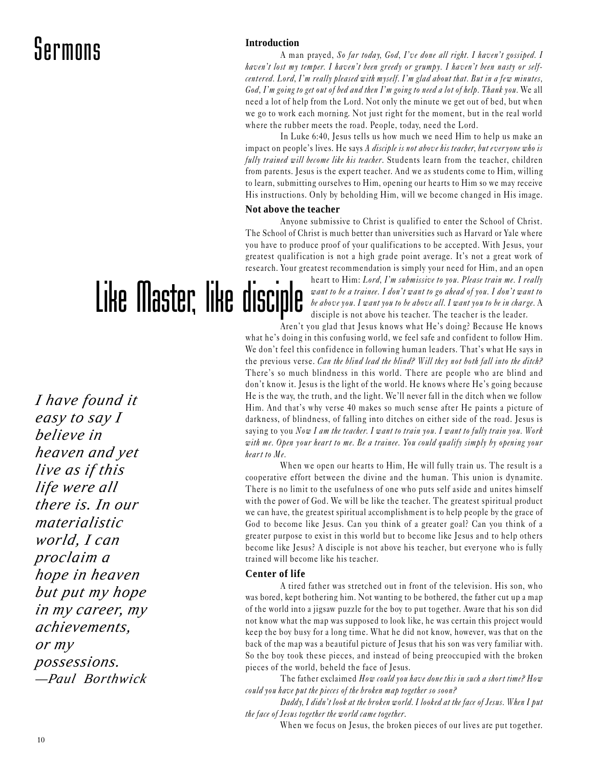# Sermons

# Like Master, like disciple

*I have found it easy to say I believe in heaven and yet live as if this life were all there is. In our materialistic world, I can proclaim a hope in heaven but put my hope in my career, my achievements, or my possessions. —Paul Borthwick*

### Introduction

A man prayed, *So far today, God, I've done all right. I haven't gossiped. I haven't lost my temper. I haven't been greedy or grumpy. I haven't been nasty or self-centered. Lord, I'm really pleased with myself. I'm glad about that. But in a few minutes, God, I'm going to get out of bed and then I'm going to need a lot of help. Thank you.* We all need a lot of help from the Lord. Not only the minute we get out of bed, but when we go to work each morning. Not just right for the moment, but in the real world where the rubber meets the road. People, today, need the Lord.

In Luke 6:40, Jesus tells us how much we need Him to help us make an impact on people's lives. He says *A disciple is not above his teacher, but everyone who is fully trained will become like his teacher.* Students learn from the teacher, children from parents. Jesus is the expert teacher. And we as students come to Him, willing to learn, submitting ourselves to Him, opening our hearts to Him so we may receive His instructions. Only by beholding Him, will we become changed in His image.

### Not above the teacher

Anyone submissive to Christ is qualified to enter the School of Christ. The School of Christ is much better than universities such as Harvard or Yale where you have to produce proof of your qualifications to be accepted. With Jesus, your greatest qualification is not a high grade point average. It's not a great work of research. Your greatest recommendation is simply your need for Him, and an open heart to Him: *Lord, I'm submissive to you. Please train me. I really want to be a trainee. I don't want to go ahead of you. I don't want to be above you. I want you to be above all. I want you to be in charge.* A disciple is not above his teacher. The teacher is the leader.

Aren't you glad that Jesus knows what He's doing? Because He knows what he's doing in this confusing world, we feel safe and confident to follow Him. We don't feel this confidence in following human leaders. That's what He says in the previous verse. *Can the blind lead the blind? Will they not both fall into the ditch?* There's so much blindness in this world. There are people who are blind and don't know it. Jesus is the light of the world. He knows where He's going because He is the way, the truth, and the light. We'll never fall in the ditch when we follow Him. And that's why verse 40 makes so much sense after He paints a picture of darkness, of blindness, of falling into ditches on either side of the road. Jesus is saying to you *Now I am the teacher. I want to train you. I want to fully train you. Work with me. Open your heart to me. Be a trainee. You could qualify simply by opening your heart to Me.*

When we open our hearts to Him, He will fully train us. The result is a cooperative effort between the divine and the human. This union is dynamite. There is no limit to the usefulness of one who puts self aside and unites himself with the power of God. We will be like the teacher. The greatest spiritual product we can have, the greatest spiritual accomplishment is to help people by the grace of God to become like Jesus. Can you think of a greater goal? Can you think of a greater purpose to exist in this world but to become like Jesus and to help others become like Jesus? A disciple is not above his teacher, but everyone who is fully trained will become like his teacher.

### Center of life

A tired father was stretched out in front of the television. His son, who was bored, kept bothering him. Not wanting to be bothered, the father cut up a map of the world into a jigsaw puzzle for the boy to put together. Aware that his son did not know what the map was supposed to look like, he was certain this project would keep the boy busy for a long time. What he did not know, however, was that on the back of the map was a beautiful picture of Jesus that his son was very familiar with. So the boy took these pieces, and instead of being preoccupied with the broken pieces of the world, beheld the face of Jesus.

The father exclaimed *How could you have done this in such a short time? How could you have put the pieces of the broken map together so soon?*

*Daddy, I didn't look at the broken world. I looked at the face of Jesus. When I put the face of Jesus together the world came together.*

When we focus on Jesus, the broken pieces of our lives are put together.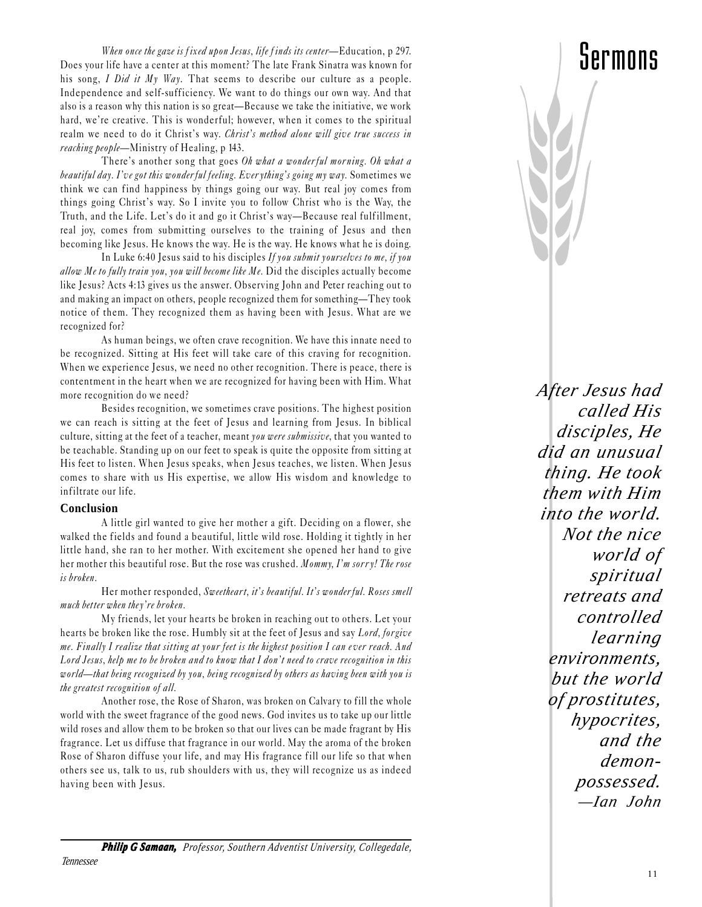*When once the gaze is fixed upon Jesus, life finds its center*—Education, p 297. Does your life have a center at this moment? The late Frank Sinatra was known for his song, *I Did it My Way.* That seems to describe our culture as a people. Independence and self-sufficiency. We want to do things our own way. And that also is a reason why this nation is so great—Because we take the initiative, we work hard, we're creative. This is wonderful; however, when it comes to the spiritual realm we need to do it Christ's way. *Christ's method alone will give true success in reaching people*—Ministry of Healing, p 143.

There's another song that goes *Oh what a wonderful morning. Oh what a beautiful day. I've got this wonderful feeling. Everything's going my way.* Sometimes we think we can find happiness by things going our way. But real joy comes from things going Christ's way. So I invite you to follow Christ who is the Way, the Truth, and the Life. Let's do it and go it Christ's way—Because real fulfillment, real joy, comes from submitting ourselves to the training of Jesus and then becoming like Jesus. He knows the way. He is the way. He knows what he is doing.

In Luke 6:40 Jesus said to his disciples *If you submit yourselves to me, if you allow Me to fully train you, you will become like Me.* Did the disciples actually become like Jesus? Acts 4:13 gives us the answer. Observing John and Peter reaching out to and making an impact on others, people recognized them for something—They took notice of them. They recognized them as having been with Jesus. What are we recognized for?

As human beings, we often crave recognition. We have this innate need to be recognized. Sitting at His feet will take care of this craving for recognition. When we experience Jesus, we need no other recognition. There is peace, there is contentment in the heart when we are recognized for having been with Him. What more recognition do we need?

Besides recognition, we sometimes crave positions. The highest position we can reach is sitting at the feet of Jesus and learning from Jesus. In biblical culture, sitting at the feet of a teacher, meant *you were submissive*, that you wanted to be teachable. Standing up on our feet to speak is quite the opposite from sitting at His feet to listen. When Jesus speaks, when Jesus teaches, we listen. When Jesus comes to share with us His expertise, we allow His wisdom and knowledge to infiltrate our life.

## Conclusion

A little girl wanted to give her mother a gift. Deciding on a flower, she walked the fields and found a beautiful, little wild rose. Holding it tightly in her little hand, she ran to her mother. With excitement she opened her hand to give her mother this beautiful rose. But the rose was crushed. *Mommy, I'm sorry! The rose is broken.*

Her mother responded, *Sweetheart, it's beautiful. It's wonderful. Roses smell much better when they're broken.*

My friends, let your hearts be broken in reaching out to others. Let your hearts be broken like the rose. Humbly sit at the feet of Jesus and say *Lord, forgive me. Finally I realize that sitting at your feet is the highest position I can ever reach. And Lord Jesus, help me to be broken and to know that I don't need to crave recognition in this world—that being recognized by you, being recognized by others as having been with you is the greatest recognition of all.*

Another rose, the Rose of Sharon, was broken on Calvary to fill the whole world with the sweet fragrance of the good news. God invites us to take up our little wild roses and allow them to be broken so that our lives can be made fragrant by His fragrance. Let us diffuse that fragrance in our world. May the aroma of the broken Rose of Sharon diffuse your life, and may His fragrance fill our life so that when others see us, talk to us, rub shoulders with us, they will recognize us as indeed having been with Jesus.

*After Jesus had called His disciples, He did an unusual thing. He took them with Him into the world. Not the nice world of spiritual retreats and controlled learning environments, but the world of prostitutes, hypocrites, and the demon-possessed.*
*—Ian John*

---

***Philip G Samaan,*** *Professor, Southern Adventist University, Collegedale, Tennessee*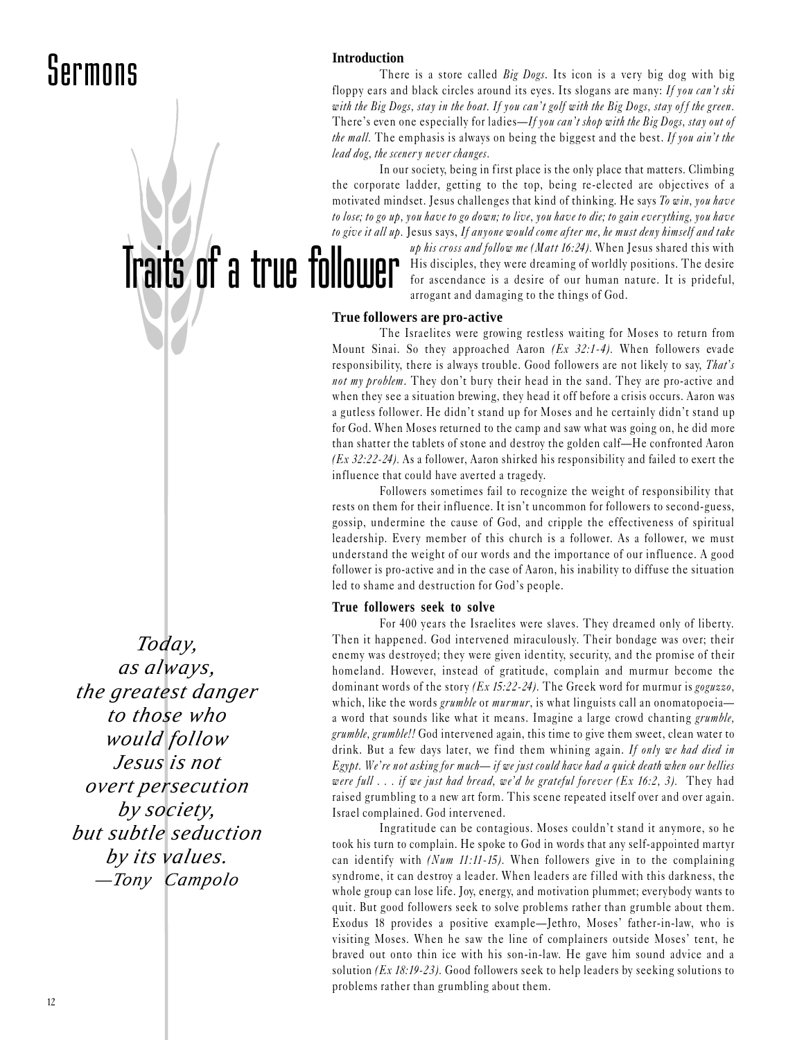# Sermons

## Traits of a true follower

### Introduction

There is a store called *Big Dogs*. Its icon is a very big dog with big floppy ears and black circles around its eyes. Its slogans are many: *If you can't ski with the Big Dogs, stay in the boat. If you can't golf with the Big Dogs, stay off the green.* There's even one especially for ladies—*If you can't shop with the Big Dogs, stay out of the mall.* The emphasis is always on being the biggest and the best. *If you ain't the lead dog, the scenery never changes.*

In our society, being in first place is the only place that matters. Climbing the corporate ladder, getting to the top, being re-elected are objectives of a motivated mindset. Jesus challenges that kind of thinking. He says *To win, you have to lose; to go up, you have to go down; to live, you have to die; to gain everything, you have to give it all up.* Jesus says, *If anyone would come after me, he must deny himself and take up his cross and follow me (Matt 16:24).* When Jesus shared this with His disciples, they were dreaming of worldly positions. The desire for ascendance is a desire of our human nature. It is prideful, arrogant and damaging to the things of God.

### True followers are pro-active

The Israelites were growing restless waiting for Moses to return from Mount Sinai. So they approached Aaron *(Ex 32:1-4).* When followers evade responsibility, there is always trouble. Good followers are not likely to say, *That's not my problem*. They don't bury their head in the sand. They are pro-active and when they see a situation brewing, they head it off before a crisis occurs. Aaron was a gutless follower. He didn't stand up for Moses and he certainly didn't stand up for God. When Moses returned to the camp and saw what was going on, he did more than shatter the tablets of stone and destroy the golden calf—He confronted Aaron *(Ex 32:22-24).* As a follower, Aaron shirked his responsibility and failed to exert the influence that could have averted a tragedy.

Followers sometimes fail to recognize the weight of responsibility that rests on them for their influence. It isn't uncommon for followers to second-guess, gossip, undermine the cause of God, and cripple the effectiveness of spiritual leadership. Every member of this church is a follower. As a follower, we must understand the weight of our words and the importance of our influence. A good follower is pro-active and in the case of Aaron, his inability to diffuse the situation led to shame and destruction for God's people.

### True followers seek to solve

For 400 years the Israelites were slaves. They dreamed only of liberty. Then it happened. God intervened miraculously. Their bondage was over; their enemy was destroyed; they were given identity, security, and the promise of their homeland. However, instead of gratitude, complain and murmur become the dominant words of the story *(Ex 15:22-24).* The Greek word for murmur is *goguzzo*, which, like the words *grumble* or *murmur*, is what linguists call an onomatopoeia—a word that sounds like what it means. Imagine a large crowd chanting *grumble, grumble, grumble!!* God intervened again, this time to give them sweet, clean water to drink. But a few days later, we find them whining again. *If only we had died in Egypt. We're not asking for much— if we just could have had a quick death when our bellies were full . . . if we just had bread, we'd be grateful forever (Ex 16:2, 3).* They had raised grumbling to a new art form. This scene repeated itself over and over again. Israel complained. God intervened.

Ingratitude can be contagious. Moses couldn't stand it anymore, so he took his turn to complain. He spoke to God in words that any self-appointed martyr can identify with *(Num 11:11-15).* When followers give in to the complaining syndrome, it can destroy a leader. When leaders are filled with this darkness, the whole group can lose life. Joy, energy, and motivation plummet; everybody wants to quit. But good followers seek to solve problems rather than grumble about them. Exodus 18 provides a positive example—Jethro, Moses' father-in-law, who is visiting Moses. When he saw the line of complainers outside Moses' tent, he braved out onto thin ice with his son-in-law. He gave him sound advice and a solution *(Ex 18:19-23).* Good followers seek to help leaders by seeking solutions to problems rather than grumbling about them.

*Today, as always, the greatest danger to those who would follow Jesus is not overt persecution by society, but subtle seduction by its values.*
*—Tony Campolo*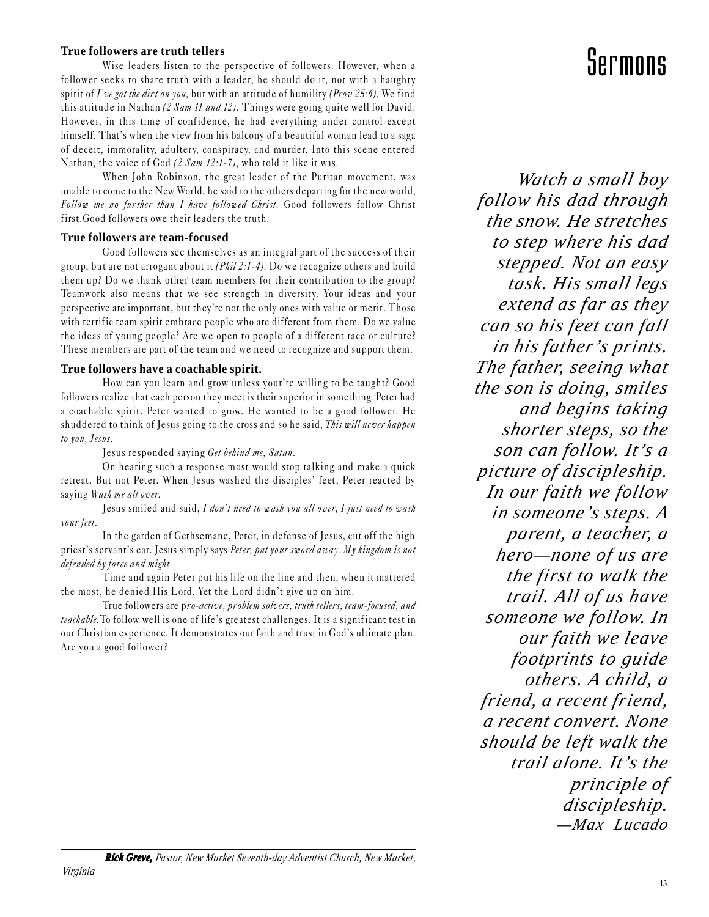### True followers are truth tellers

Wise leaders listen to the perspective of followers. However, when a follower seeks to share truth with a leader, he should do it, not with a haughty spirit of *I've got the dirt on you*, but with an attitude of humility *(Prov 25:6)*. We find this attitude in Nathan *(2 Sam 11 and 12)*. Things were going quite well for David. However, in this time of confidence, he had everything under control except himself. That's when the view from his balcony of a beautiful woman lead to a saga of deceit, immorality, adultery, conspiracy, and murder. Into this scene entered Nathan, the voice of God *(2 Sam 12:1-7)*, who told it like it was.

When John Robinson, the great leader of the Puritan movement, was unable to come to the New World, he said to the others departing for the new world, *Follow me no further than I have followed Christ.* Good followers follow Christ first.Good followers owe their leaders the truth.

### True followers are team-focused

Good followers see themselves as an integral part of the success of their group, but are not arrogant about it *(Phil 2:1-4)*. Do we recognize others and build them up? Do we thank other team members for their contribution to the group? Teamwork also means that we see strength in diversity. Your ideas and your perspective are important, but they're not the only ones with value or merit. Those with terrific team spirit embrace people who are different from them. Do we value the ideas of young people? Are we open to people of a different race or culture? These members are part of the team and we need to recognize and support them.

### True followers have a coachable spirit.

How can you learn and grow unless your're willing to be taught? Good followers realize that each person they meet is their superior in something. Peter had a coachable spirit. Peter wanted to grow. He wanted to be a good follower. He shuddered to think of Jesus going to the cross and so he said, *This will never happen to you, Jesus.*

Jesus responded saying *Get behind me, Satan*.

On hearing such a response most would stop talking and make a quick retreat. But not Peter. When Jesus washed the disciples' feet, Peter reacted by saying *Wash me all over.*

Jesus smiled and said, *I don't need to wash you all over, I just need to wash your feet*.

In the garden of Gethsemane, Peter, in defense of Jesus, cut off the high priest's servant's ear. Jesus simply says *Peter, put your sword away. My kingdom is not defended by force and might*

Time and again Peter put his life on the line and then, when it mattered the most, he denied His Lord. Yet the Lord didn't give up on him.

True followers are p*ro-active, problem solvers, truth tellers, team-focused, and teachable.*To follow well is one of life's greatest challenges. It is a significant test in our Christian experience. It demonstrates our faith and trust in God's ultimate plan. Are you a good follower?

*Watch a small boy follow his dad through the snow. He stretches to step where his dad stepped. Not an easy task. His small legs extend as far as they can so his feet can fall in his father's prints. The father, seeing what the son is doing, smiles and begins taking shorter steps, so the son can follow. It's a picture of discipleship. In our faith we follow in someone's steps. A parent, a teacher, a hero—none of us are the first to walk the trail. All of us have someone we follow. In our faith we leave footprints to guide others. A child, a friend, a recent friend, a recent convert. None should be left walk the trail alone. It's the principle of discipleship.*
*—Max Lucado*

---

***Rick Greve,*** *Pastor, New Market Seventh-day Adventist Church, New Market, Virginia*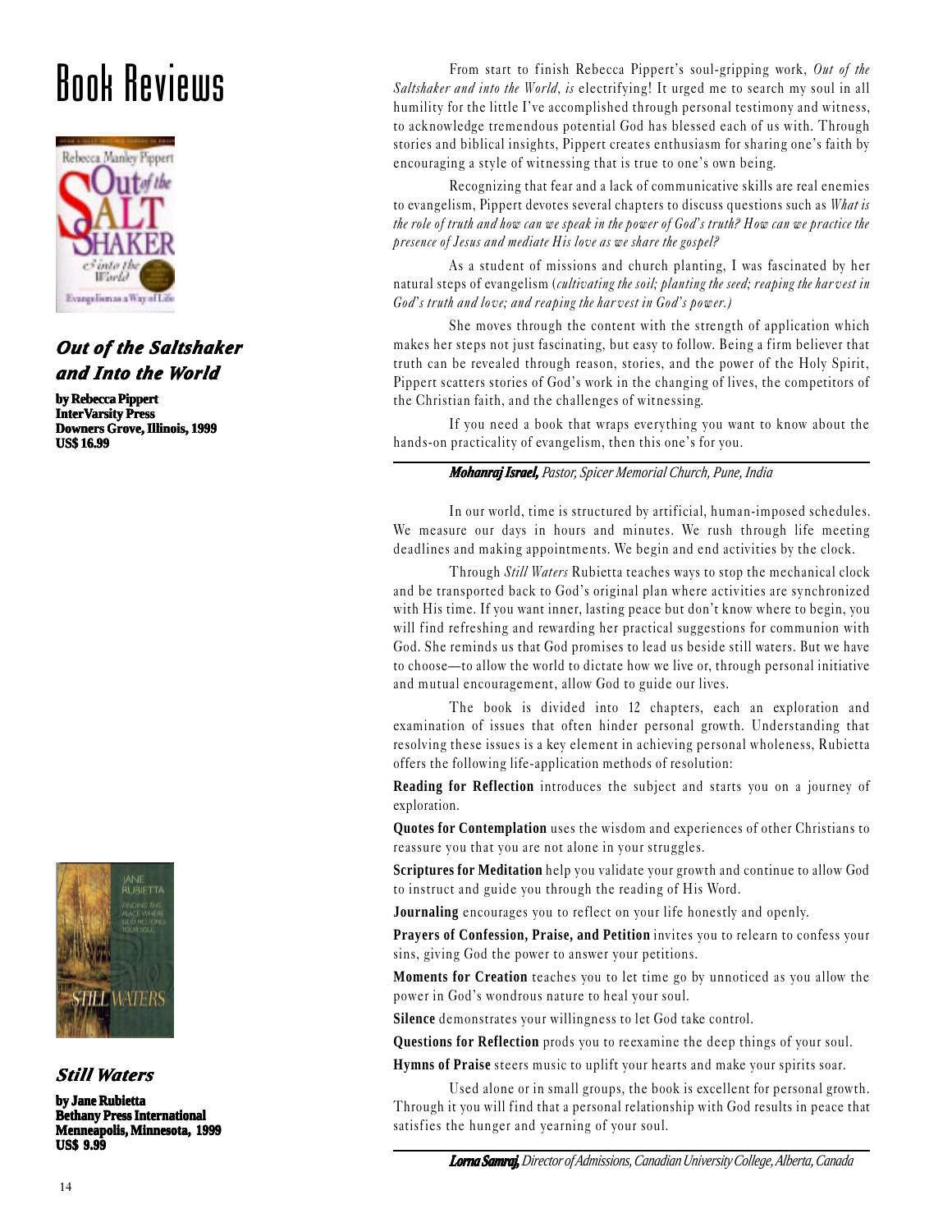# Book Reviews

### *Out of the Saltshaker and Into the World*

**by Rebecca Pippert**
**InterVarsity Press**
**Downers Grove, Illinois, 1999**
**US$ 16.99**

From start to finish Rebecca Pippert's soul-gripping work, *Out of the Saltshaker and into the World, is* electrifying! It urged me to search my soul in all humility for the little I've accomplished through personal testimony and witness, to acknowledge tremendous potential God has blessed each of us with. Through stories and biblical insights, Pippert creates enthusiasm for sharing one's faith by encouraging a style of witnessing that is true to one's own being.

Recognizing that fear and a lack of communicative skills are real enemies to evangelism, Pippert devotes several chapters to discuss questions such as *What is the role of truth and how can we speak in the power of God's truth? How can we practice the presence of Jesus and mediate His love as we share the gospel?*

As a student of missions and church planting, I was fascinated by her natural steps of evangelism (*cultivating the soil; planting the seed; reaping the harvest in God's truth and love; and reaping the harvest in God's power.)*

She moves through the content with the strength of application which makes her steps not just fascinating, but easy to follow. Being a firm believer that truth can be revealed through reason, stories, and the power of the Holy Spirit, Pippert scatters stories of God's work in the changing of lives, the competitors of the Christian faith, and the challenges of witnessing.

If you need a book that wraps everything you want to know about the hands-on practicality of evangelism, then this one's for you.

***Mohanraj Israel,*** *Pastor, Spicer Memorial Church, Pune, India*

### *Still Waters*

**by Jane Rubietta**
**Bethany Press International**
**Menneapolis, Minnesota, 1999**
**US$ 9.99**

In our world, time is structured by artificial, human-imposed schedules. We measure our days in hours and minutes. We rush through life meeting deadlines and making appointments. We begin and end activities by the clock.

Through *Still Waters* Rubietta teaches ways to stop the mechanical clock and be transported back to God's original plan where activities are synchronized with His time. If you want inner, lasting peace but don't know where to begin, you will find refreshing and rewarding her practical suggestions for communion with God. She reminds us that God promises to lead us beside still waters. But we have to choose—to allow the world to dictate how we live or, through personal initiative and mutual encouragement, allow God to guide our lives.

The book is divided into 12 chapters, each an exploration and examination of issues that often hinder personal growth. Understanding that resolving these issues is a key element in achieving personal wholeness, Rubietta offers the following life-application methods of resolution:

**Reading for Reflection** introduces the subject and starts you on a journey of exploration.

**Quotes for Contemplation** uses the wisdom and experiences of other Christians to reassure you that you are not alone in your struggles.

**Scriptures for Meditation** help you validate your growth and continue to allow God to instruct and guide you through the reading of His Word.

**Journaling** encourages you to reflect on your life honestly and openly.

**Prayers of Confession, Praise, and Petition** invites you to relearn to confess your sins, giving God the power to answer your petitions.

**Moments for Creation** teaches you to let time go by unnoticed as you allow the power in God's wondrous nature to heal your soul.

**Silence** demonstrates your willingness to let God take control.

**Questions for Reflection** prods you to reexamine the deep things of your soul.

**Hymns of Praise** steers music to uplift your hearts and make your spirits soar.

Used alone or in small groups, the book is excellent for personal growth. Through it you will find that a personal relationship with God results in peace that satisfies the hunger and yearning of your soul.

***Lorna Samraj,*** *Director of Admissions, Canadian University College, Alberta, Canada*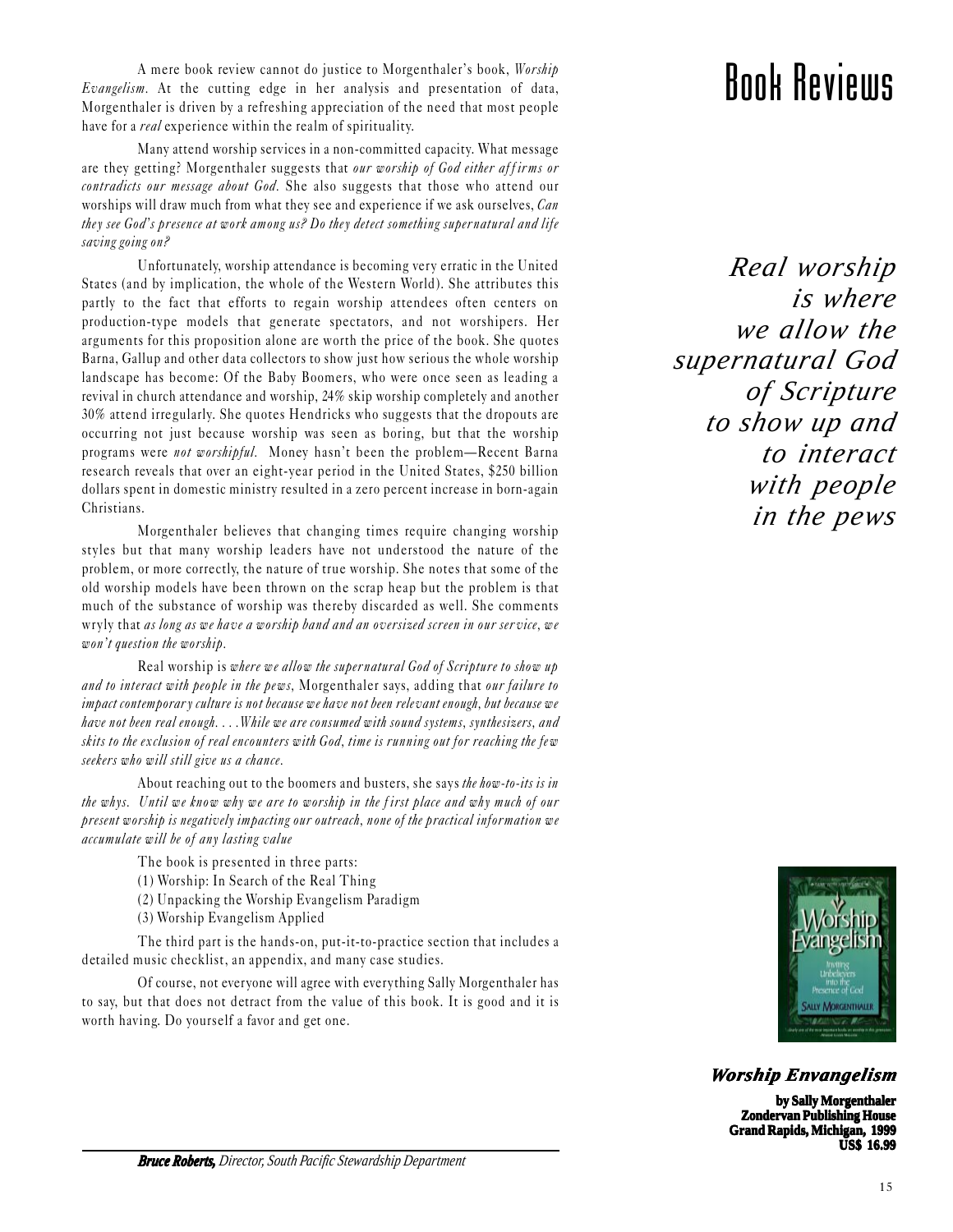# Book Reviews

A mere book review cannot do justice to Morgenthaler's book, *Worship Evangelism*. At the cutting edge in her analysis and presentation of data, Morgenthaler is driven by a refreshing appreciation of the need that most people have for a *real* experience within the realm of spirituality.

Many attend worship services in a non-committed capacity. What message are they getting? Morgenthaler suggests that *our worship of God either affirms or contradicts our message about God*. She also suggests that those who attend our worships will draw much from what they see and experience if we ask ourselves, *Can they see God's presence at work among us? Do they detect something supernatural and life saving going on?*

Unfortunately, worship attendance is becoming very erratic in the United States (and by implication, the whole of the Western World). She attributes this partly to the fact that efforts to regain worship attendees often centers on production-type models that generate spectators, and not worshipers. Her arguments for this proposition alone are worth the price of the book. She quotes Barna, Gallup and other data collectors to show just how serious the whole worship landscape has become: Of the Baby Boomers, who were once seen as leading a revival in church attendance and worship, 24% skip worship completely and another 30% attend irregularly. She quotes Hendricks who suggests that the dropouts are occurring not just because worship was seen as boring, but that the worship programs were *not worshipful*. Money hasn't been the problem—Recent Barna research reveals that over an eight-year period in the United States, $250 billion dollars spent in domestic ministry resulted in a zero percent increase in born-again Christians.

*Real worship is where we allow the supernatural God of Scripture to show up and to interact with people in the pews*

Morgenthaler believes that changing times require changing worship styles but that many worship leaders have not understood the nature of the problem, or more correctly, the nature of true worship. She notes that some of the old worship models have been thrown on the scrap heap but the problem is that much of the substance of worship was thereby discarded as well. She comments wryly that *as long as we have a worship band and an oversized screen in our service, we won't question the worship*.

Real worship is *where we allow the supernatural God of Scripture to show up and to interact with people in the pews*, Morgenthaler says, adding that *our failure to impact contemporary culture is not because we have not been relevant enough, but because we have not been real enough. . . .While we are consumed with sound systems, synthesizers, and skits to the exclusion of real encounters with God, time is running out for reaching the few seekers who will still give us a chance*.

About reaching out to the boomers and busters, she says *the how-to-its is in the whys. Until we know why we are to worship in the first place and why much of our present worship is negatively impacting our outreach, none of the practical information we accumulate will be of any lasting value*

The book is presented in three parts:

(1) Worship: In Search of the Real Thing
(2) Unpacking the Worship Evangelism Paradigm
(3) Worship Evangelism Applied

The third part is the hands-on, put-it-to-practice section that includes a detailed music checklist, an appendix, and many case studies.

Of course, not everyone will agree with everything Sally Morgenthaler has to say, but that does not detract from the value of this book. It is good and it is worth having. Do yourself a favor and get one.

***Bruce Roberts,*** *Director, South Pacific Stewardship Department*

***Worship Envangelism***

**by Sally Morgenthaler**
**Zondervan Publishing House**
**Grand Rapids, Michigan, 1999**
**US$ 16.99**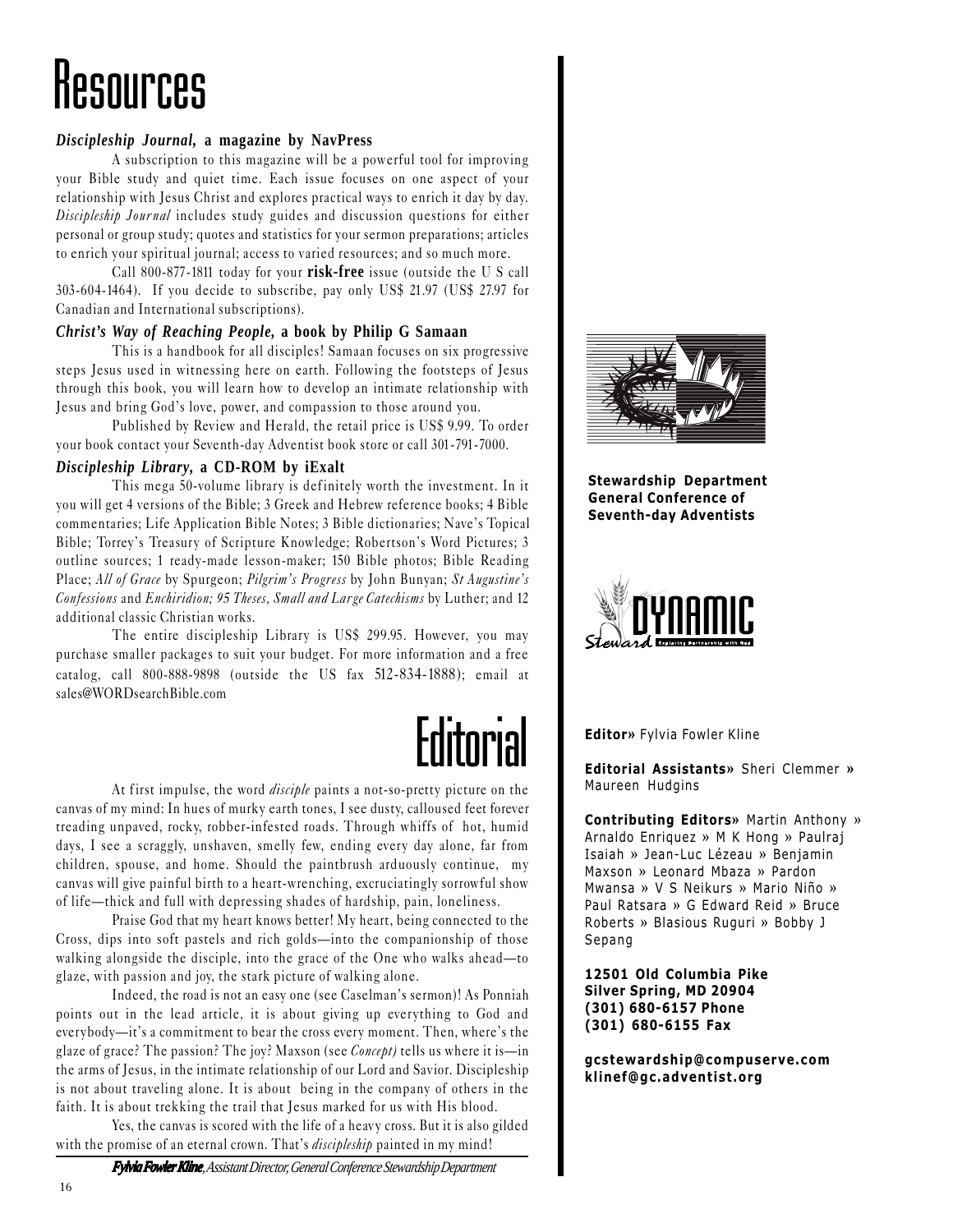# Resources

***Discipleship Journal,* a magazine by NavPress**

A subscription to this magazine will be a powerful tool for improving your Bible study and quiet time. Each issue focuses on one aspect of your relationship with Jesus Christ and explores practical ways to enrich it day by day. *Discipleship Journal* includes study guides and discussion questions for either personal or group study; quotes and statistics for your sermon preparations; articles to enrich your spiritual journal; access to varied resources; and so much more.

Call 800-877-1811 today for your **risk-free** issue (outside the U S call 303-604-1464). If you decide to subscribe, pay only US$ 21.97 (US$ 27.97 for Canadian and International subscriptions).

***Christ's Way of Reaching People,* a book by Philip G Samaan**

This is a handbook for all disciples! Samaan focuses on six progressive steps Jesus used in witnessing here on earth. Following the footsteps of Jesus through this book, you will learn how to develop an intimate relationship with Jesus and bring God's love, power, and compassion to those around you.

Published by Review and Herald, the retail price is US$ 9.99. To order your book contact your Seventh-day Adventist book store or call 301-791-7000.

***Discipleship Library,* a CD-ROM by iExalt**

This mega 50-volume library is definitely worth the investment. In it you will get 4 versions of the Bible; 3 Greek and Hebrew reference books; 4 Bible commentaries; Life Application Bible Notes; 3 Bible dictionaries; Nave's Topical Bible; Torrey's Treasury of Scripture Knowledge; Robertson's Word Pictures; 3 outline sources; 1 ready-made lesson-maker; 150 Bible photos; Bible Reading Place; *All of Grace* by Spurgeon; *Pilgrim's Progress* by John Bunyan; *St Augustine's Confessions* and *Enchiridion; 95 Theses, Small and Large Catechisms* by Luther; and 12 additional classic Christian works.

The entire discipleship Library is US$ 299.95. However, you may purchase smaller packages to suit your budget. For more information and a free catalog, call 800-888-9898 (outside the US fax 512-834-1888); email at sales@WORDsearchBible.com

# Editorial

At first impulse, the word *disciple* paints a not-so-pretty picture on the canvas of my mind: In hues of murky earth tones, I see dusty, calloused feet forever treading unpaved, rocky, robber-infested roads. Through whiffs of hot, humid days, I see a scraggly, unshaven, smelly few, ending every day alone, far from children, spouse, and home. Should the paintbrush arduously continue, my canvas will give painful birth to a heart-wrenching, excruciatingly sorrowful show of life—thick and full with depressing shades of hardship, pain, loneliness.

Praise God that my heart knows better! My heart, being connected to the Cross, dips into soft pastels and rich golds—into the companionship of those walking alongside the disciple, into the grace of the One who walks ahead—to glaze, with passion and joy, the stark picture of walking alone.

Indeed, the road is not an easy one (see Caselman's sermon)! As Ponniah points out in the lead article, it is about giving up everything to God and everybody—it's a commitment to bear the cross every moment. Then, where's the glaze of grace? The passion? The joy? Maxson (see *Concept)* tells us where it is—in the arms of Jesus, in the intimate relationship of our Lord and Savior. Discipleship is not about traveling alone. It is about being in the company of others in the faith. It is about trekking the trail that Jesus marked for us with His blood.

Yes, the canvas is scored with the life of a heavy cross. But it is also gilded with the promise of an eternal crown. That's *discipleship* painted in my mind!

***Fylvia Fowler Kline**, Assistant Director, General Conference Stewardship Department*

**Stewardship Department**
**General Conference of**
**Seventh-day Adventists**

Dynamic Steward — Exploring Partnership with God

**Editor»** Fylvia Fowler Kline

**Editorial Assistants»** Sheri Clemmer **»** Maureen Hudgins

**Contributing Editors»** Martin Anthony » Arnaldo Enriquez » M K Hong » Paulraj Isaiah » Jean-Luc Lézeau » Benjamin Maxson » Leonard Mbaza » Pardon Mwansa » V S Neikurs » Mario Niño » Paul Ratsara » G Edward Reid » Bruce Roberts » Blasious Ruguri » Bobby J Sepang

**12501 Old Columbia Pike**
**Silver Spring, MD 20904**
**(301) 680-6157 Phone**
**(301) 680-6155 Fax**

**gcstewardship@compuserve.com**
**klinef@gc.adventist.org**